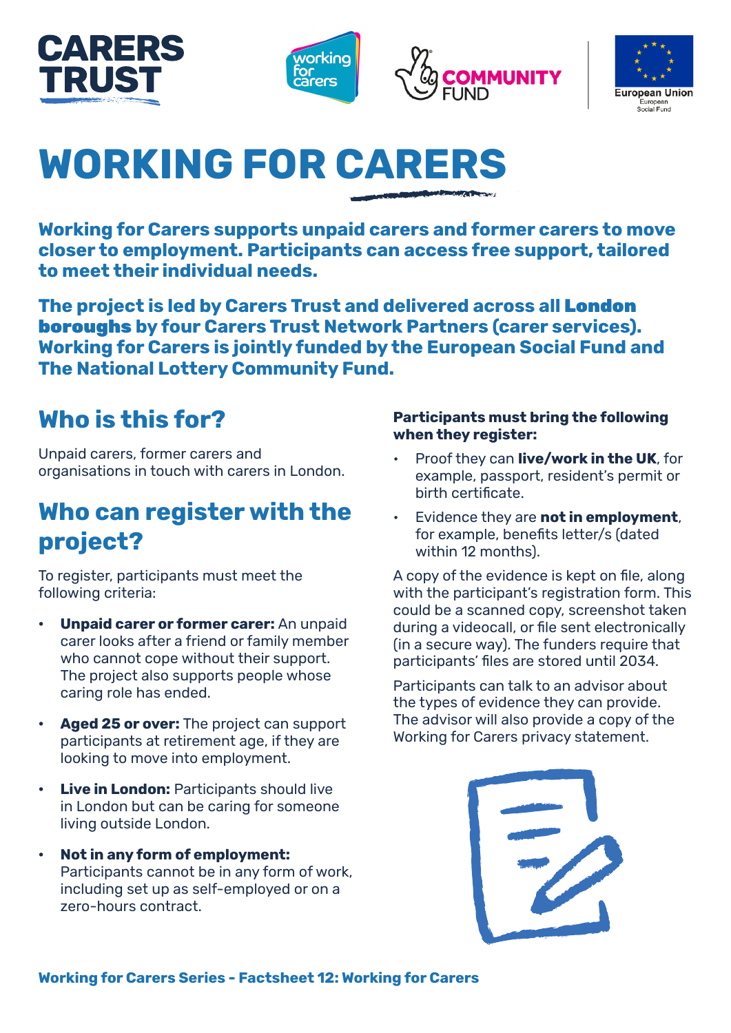# WORKING FOR CARERS

**Working for Carers supports unpaid carers and former carers to move closer to employment. Participants can access free support, tailored to meet their individual needs.**

**The project is led by Carers Trust and delivered across all London boroughs by four Carers Trust Network Partners (carer services). Working for Carers is jointly funded by the European Social Fund and The National Lottery Community Fund.**

## Who is this for?

Unpaid carers, former carers and organisations in touch with carers in London.

## Who can register with the project?

To register, participants must meet the following criteria:

- **Unpaid carer or former carer:** An unpaid carer looks after a friend or family member who cannot cope without their support. The project also supports people whose caring role has ended.
- **Aged 25 or over:** The project can support participants at retirement age, if they are looking to move into employment.
- **Live in London:** Participants should live in London but can be caring for someone living outside London.
- **Not in any form of employment:** Participants cannot be in any form of work, including set up as self-employed or on a zero-hours contract.

**Participants must bring the following when they register:**

- Proof they can **live/work in the UK**, for example, passport, resident's permit or birth certificate.
- Evidence they are **not in employment**, for example, benefits letter/s (dated within 12 months).

A copy of the evidence is kept on file, along with the participant's registration form. This could be a scanned copy, screenshot taken during a videocall, or file sent electronically (in a secure way). The funders require that participants' files are stored until 2034.

Participants can talk to an advisor about the types of evidence they can provide. The advisor will also provide a copy of the Working for Carers privacy statement.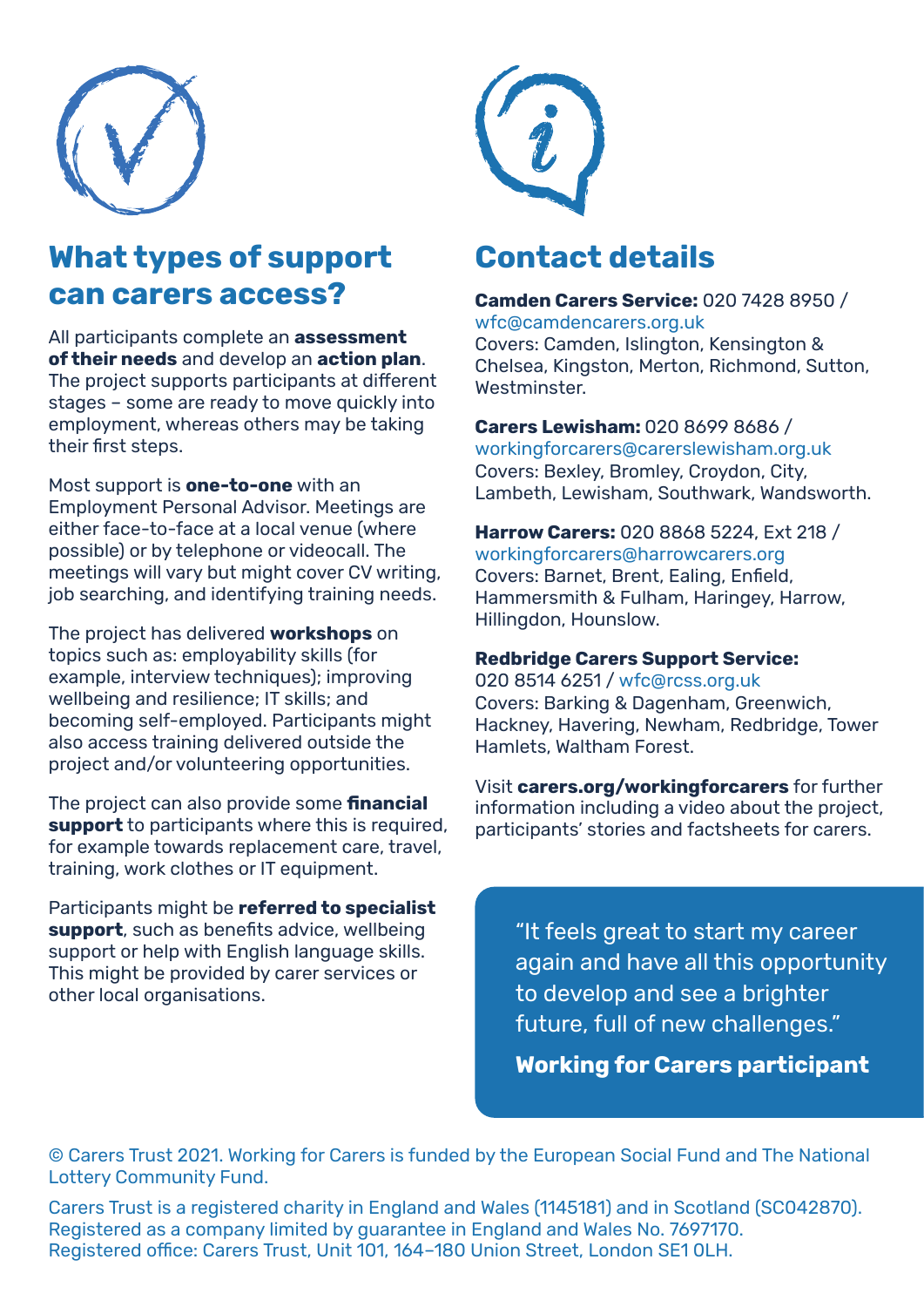## What types of support can carers access?

All participants complete an **assessment of their needs** and develop an **action plan**. The project supports participants at different stages – some are ready to move quickly into employment, whereas others may be taking their first steps.

Most support is **one-to-one** with an Employment Personal Advisor. Meetings are either face-to-face at a local venue (where possible) or by telephone or videocall. The meetings will vary but might cover CV writing, job searching, and identifying training needs.

The project has delivered **workshops** on topics such as: employability skills (for example, interview techniques); improving wellbeing and resilience; IT skills; and becoming self-employed. Participants might also access training delivered outside the project and/or volunteering opportunities.

The project can also provide some **financial support** to participants where this is required, for example towards replacement care, travel, training, work clothes or IT equipment.

Participants might be **referred to specialist support**, such as benefits advice, wellbeing support or help with English language skills. This might be provided by carer services or other local organisations.

## Contact details

**Camden Carers Service:** 020 7428 8950 / wfc@camdencarers.org.uk
Covers: Camden, Islington, Kensington & Chelsea, Kingston, Merton, Richmond, Sutton, Westminster.

**Carers Lewisham:** 020 8699 8686 / workingforcarers@carerslewisham.org.uk
Covers: Bexley, Bromley, Croydon, City, Lambeth, Lewisham, Southwark, Wandsworth.

**Harrow Carers:** 020 8868 5224, Ext 218 / workingforcarers@harrowcarers.org
Covers: Barnet, Brent, Ealing, Enfield, Hammersmith & Fulham, Haringey, Harrow, Hillingdon, Hounslow.

**Redbridge Carers Support Service:**
020 8514 6251 / wfc@rcss.org.uk
Covers: Barking & Dagenham, Greenwich, Hackney, Havering, Newham, Redbridge, Tower Hamlets, Waltham Forest.

Visit **carers.org/workingforcarers** for further information including a video about the project, participants' stories and factsheets for carers.

"It feels great to start my career again and have all this opportunity to develop and see a brighter future, full of new challenges."

**Working for Carers participant**

© Carers Trust 2021. Working for Carers is funded by the European Social Fund and The National Lottery Community Fund.

Carers Trust is a registered charity in England and Wales (1145181) and in Scotland (SC042870). Registered as a company limited by guarantee in England and Wales No. 7697170. Registered office: Carers Trust, Unit 101, 164–180 Union Street, London SE1 0LH.